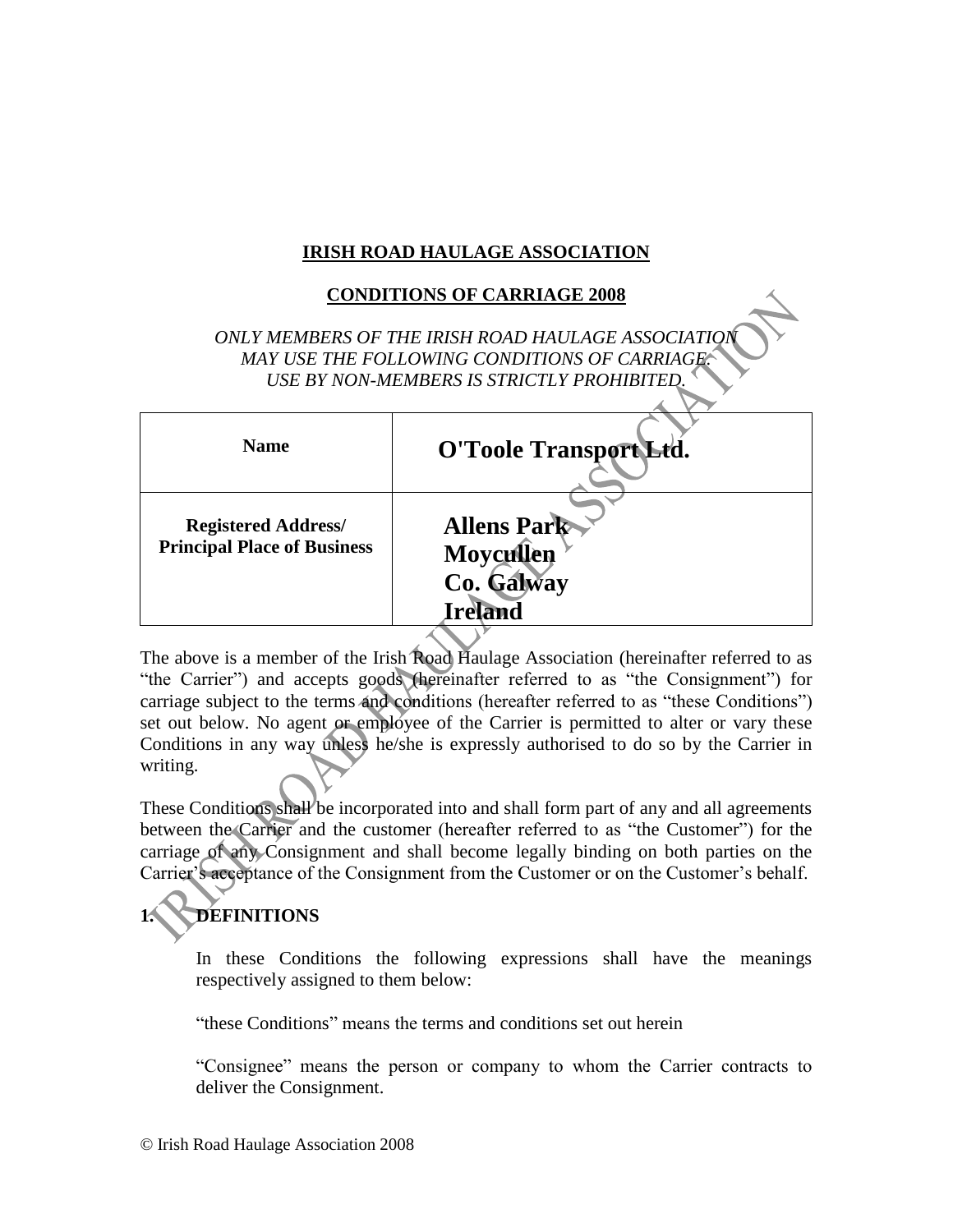**IRISH ROAD HAULAGE ASSOCIATION**

**CONDITIONS OF CARRIAGE 2008**

*ONLY MEMBERS OF THE IRISH ROAD HAULAGE ASSOCIATION MAY USE THE FOLLOWING CONDITIONS OF CARRIAGE. USE BY NON-MEMBERS IS STRICTLY PROHIBITED.*

| **Name** | **O'Toole Transport Ltd.** |
| --- | --- |
| **Registered Address/ Principal Place of Business** | **Allens Park**<br>**Moycullen**<br>**Co. Galway**<br>**Ireland** |

The above is a member of the Irish Road Haulage Association (hereinafter referred to as "the Carrier") and accepts goods (hereinafter referred to as "the Consignment") for carriage subject to the terms and conditions (hereafter referred to as "these Conditions") set out below. No agent or employee of the Carrier is permitted to alter or vary these Conditions in any way unless he/she is expressly authorised to do so by the Carrier in writing.

These Conditions shall be incorporated into and shall form part of any and all agreements between the Carrier and the customer (hereafter referred to as "the Customer") for the carriage of any Consignment and shall become legally binding on both parties on the Carrier's acceptance of the Consignment from the Customer or on the Customer's behalf.

## 1. DEFINITIONS

In these Conditions the following expressions shall have the meanings respectively assigned to them below:

"these Conditions" means the terms and conditions set out herein

"Consignee" means the person or company to whom the Carrier contracts to deliver the Consignment.

© Irish Road Haulage Association 2008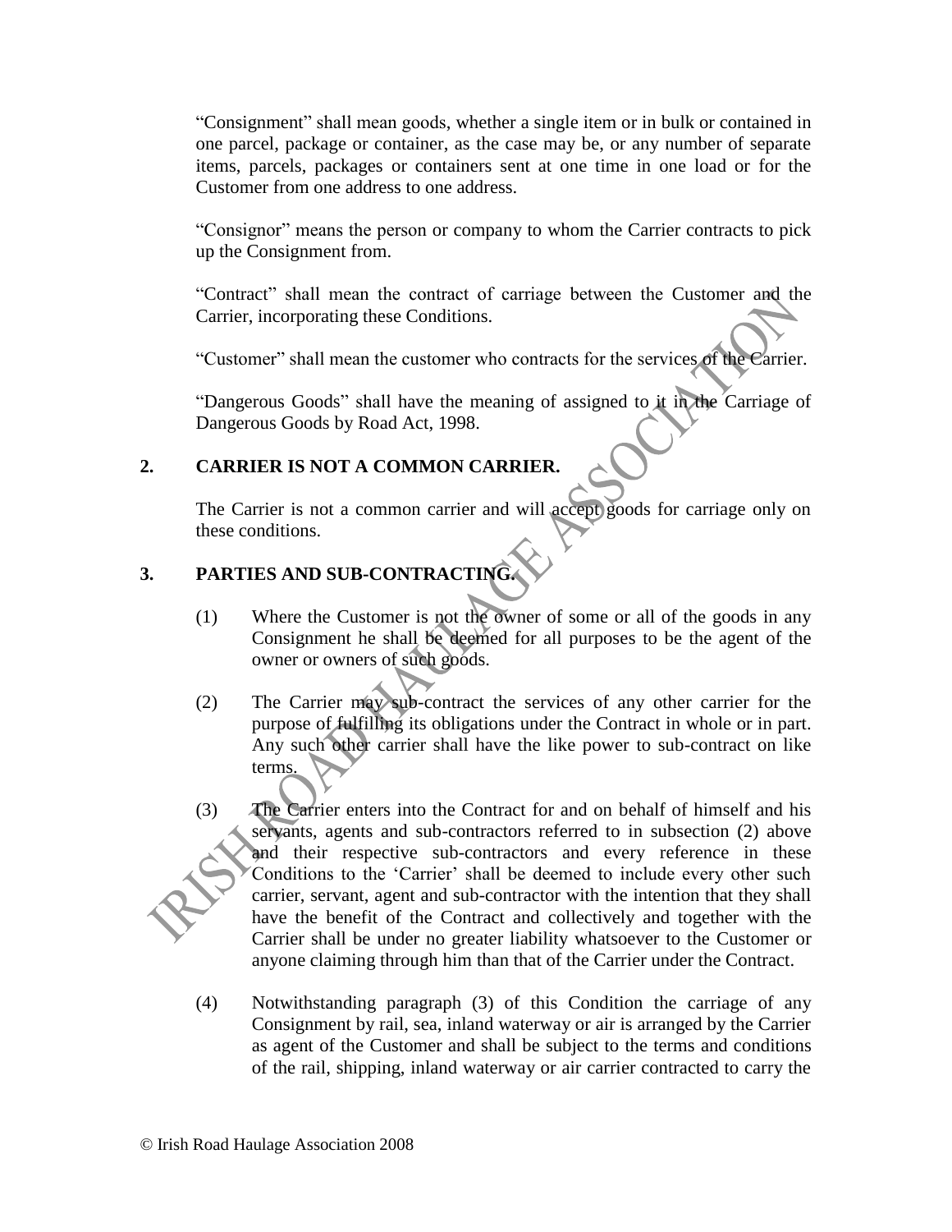"Consignment" shall mean goods, whether a single item or in bulk or contained in one parcel, package or container, as the case may be, or any number of separate items, parcels, packages or containers sent at one time in one load or for the Customer from one address to one address.

"Consignor" means the person or company to whom the Carrier contracts to pick up the Consignment from.

"Contract" shall mean the contract of carriage between the Customer and the Carrier, incorporating these Conditions.

"Customer" shall mean the customer who contracts for the services of the Carrier.

"Dangerous Goods" shall have the meaning of assigned to it in the Carriage of Dangerous Goods by Road Act, 1998.

## 2. CARRIER IS NOT A COMMON CARRIER.

The Carrier is not a common carrier and will accept goods for carriage only on these conditions.

## 3. PARTIES AND SUB-CONTRACTING.

(1) Where the Customer is not the owner of some or all of the goods in any Consignment he shall be deemed for all purposes to be the agent of the owner or owners of such goods.

(2) The Carrier may sub-contract the services of any other carrier for the purpose of fulfilling its obligations under the Contract in whole or in part. Any such other carrier shall have the like power to sub-contract on like terms.

(3) The Carrier enters into the Contract for and on behalf of himself and his servants, agents and sub-contractors referred to in subsection (2) above and their respective sub-contractors and every reference in these Conditions to the 'Carrier' shall be deemed to include every other such carrier, servant, agent and sub-contractor with the intention that they shall have the benefit of the Contract and collectively and together with the Carrier shall be under no greater liability whatsoever to the Customer or anyone claiming through him than that of the Carrier under the Contract.

(4) Notwithstanding paragraph (3) of this Condition the carriage of any Consignment by rail, sea, inland waterway or air is arranged by the Carrier as agent of the Customer and shall be subject to the terms and conditions of the rail, shipping, inland waterway or air carrier contracted to carry the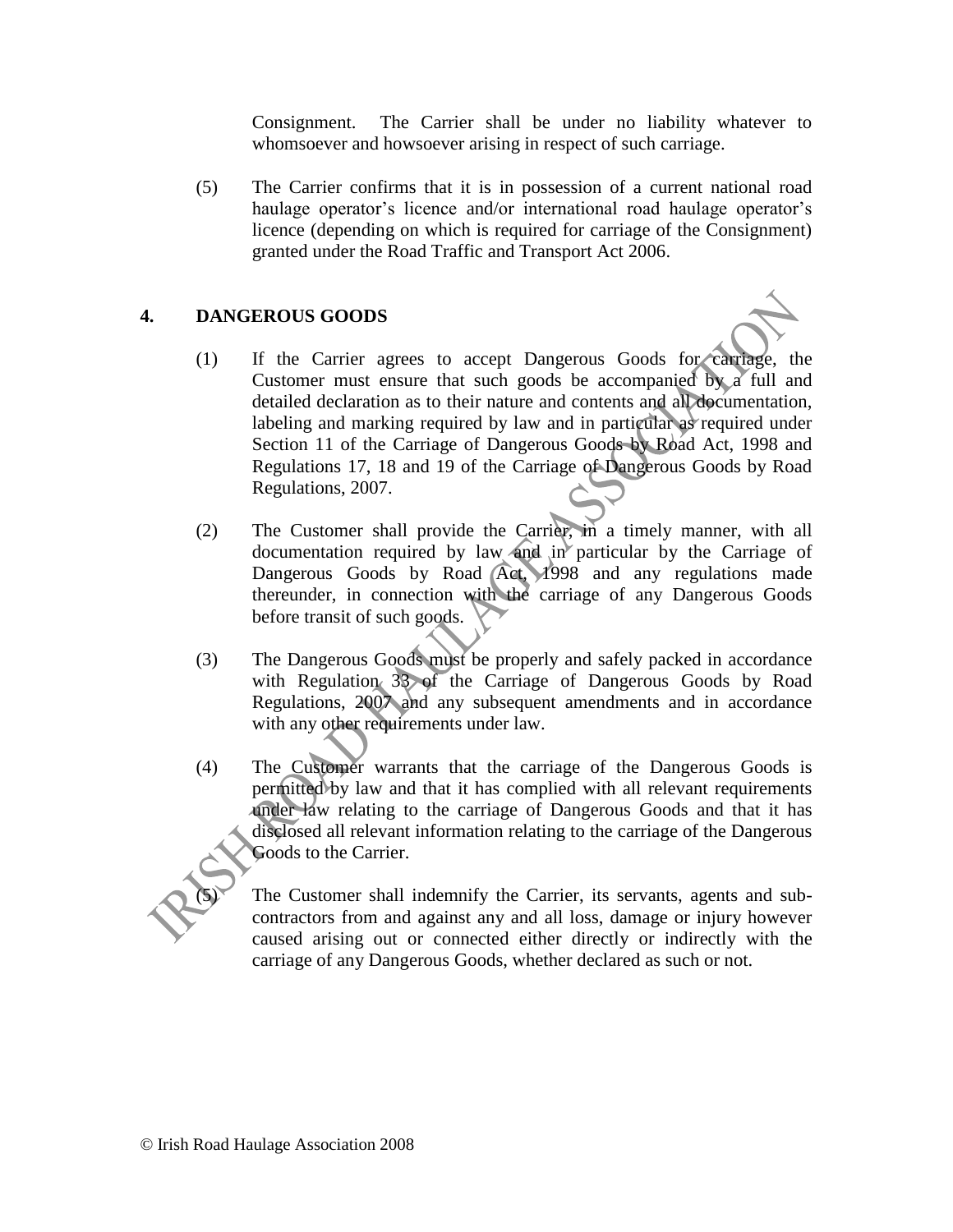Consignment. The Carrier shall be under no liability whatever to whomsoever and howsoever arising in respect of such carriage.

(5) The Carrier confirms that it is in possession of a current national road haulage operator's licence and/or international road haulage operator's licence (depending on which is required for carriage of the Consignment) granted under the Road Traffic and Transport Act 2006.

## 4. DANGEROUS GOODS

(1) If the Carrier agrees to accept Dangerous Goods for carriage, the Customer must ensure that such goods be accompanied by a full and detailed declaration as to their nature and contents and all documentation, labeling and marking required by law and in particular as required under Section 11 of the Carriage of Dangerous Goods by Road Act, 1998 and Regulations 17, 18 and 19 of the Carriage of Dangerous Goods by Road Regulations, 2007.

(2) The Customer shall provide the Carrier, in a timely manner, with all documentation required by law and in particular by the Carriage of Dangerous Goods by Road Act, 1998 and any regulations made thereunder, in connection with the carriage of any Dangerous Goods before transit of such goods.

(3) The Dangerous Goods must be properly and safely packed in accordance with Regulation 33 of the Carriage of Dangerous Goods by Road Regulations, 2007 and any subsequent amendments and in accordance with any other requirements under law.

(4) The Customer warrants that the carriage of the Dangerous Goods is permitted by law and that it has complied with all relevant requirements under law relating to the carriage of Dangerous Goods and that it has disclosed all relevant information relating to the carriage of the Dangerous Goods to the Carrier.

(5) The Customer shall indemnify the Carrier, its servants, agents and sub-contractors from and against any and all loss, damage or injury however caused arising out or connected either directly or indirectly with the carriage of any Dangerous Goods, whether declared as such or not.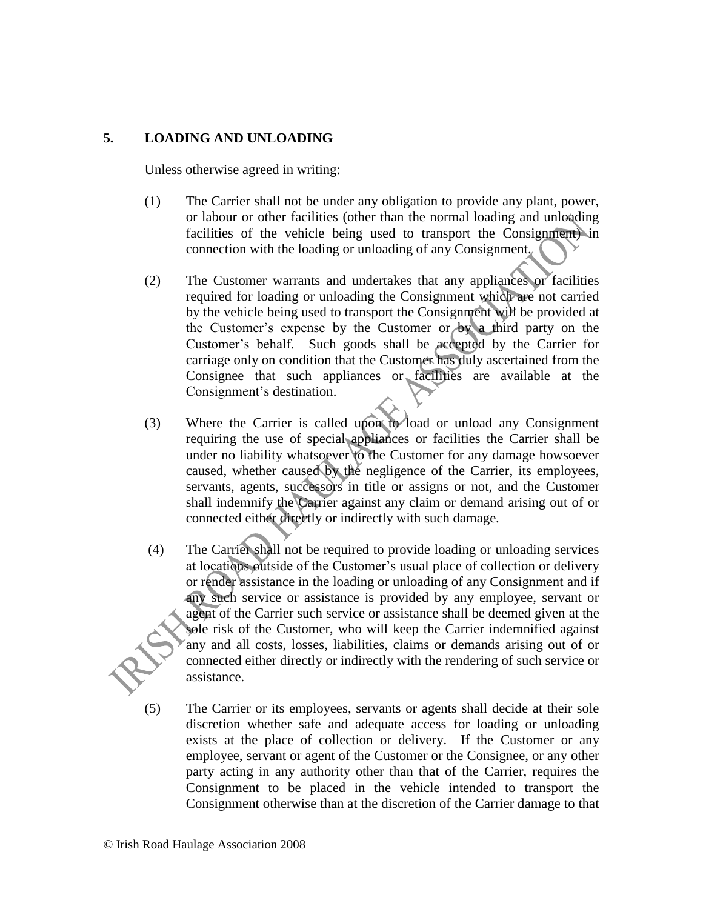## 5. LOADING AND UNLOADING

Unless otherwise agreed in writing:

(1) The Carrier shall not be under any obligation to provide any plant, power, or labour or other facilities (other than the normal loading and unloading facilities of the vehicle being used to transport the Consignment) in connection with the loading or unloading of any Consignment.

(2) The Customer warrants and undertakes that any appliances or facilities required for loading or unloading the Consignment which are not carried by the vehicle being used to transport the Consignment will be provided at the Customer's expense by the Customer or by a third party on the Customer's behalf. Such goods shall be accepted by the Carrier for carriage only on condition that the Customer has duly ascertained from the Consignee that such appliances or facilities are available at the Consignment's destination.

(3) Where the Carrier is called upon to load or unload any Consignment requiring the use of special appliances or facilities the Carrier shall be under no liability whatsoever to the Customer for any damage howsoever caused, whether caused by the negligence of the Carrier, its employees, servants, agents, successors in title or assigns or not, and the Customer shall indemnify the Carrier against any claim or demand arising out of or connected either directly or indirectly with such damage.

(4) The Carrier shall not be required to provide loading or unloading services at locations outside of the Customer's usual place of collection or delivery or render assistance in the loading or unloading of any Consignment and if any such service or assistance is provided by any employee, servant or agent of the Carrier such service or assistance shall be deemed given at the sole risk of the Customer, who will keep the Carrier indemnified against any and all costs, losses, liabilities, claims or demands arising out of or connected either directly or indirectly with the rendering of such service or assistance.

(5) The Carrier or its employees, servants or agents shall decide at their sole discretion whether safe and adequate access for loading or unloading exists at the place of collection or delivery. If the Customer or any employee, servant or agent of the Customer or the Consignee, or any other party acting in any authority other than that of the Carrier, requires the Consignment to be placed in the vehicle intended to transport the Consignment otherwise than at the discretion of the Carrier damage to that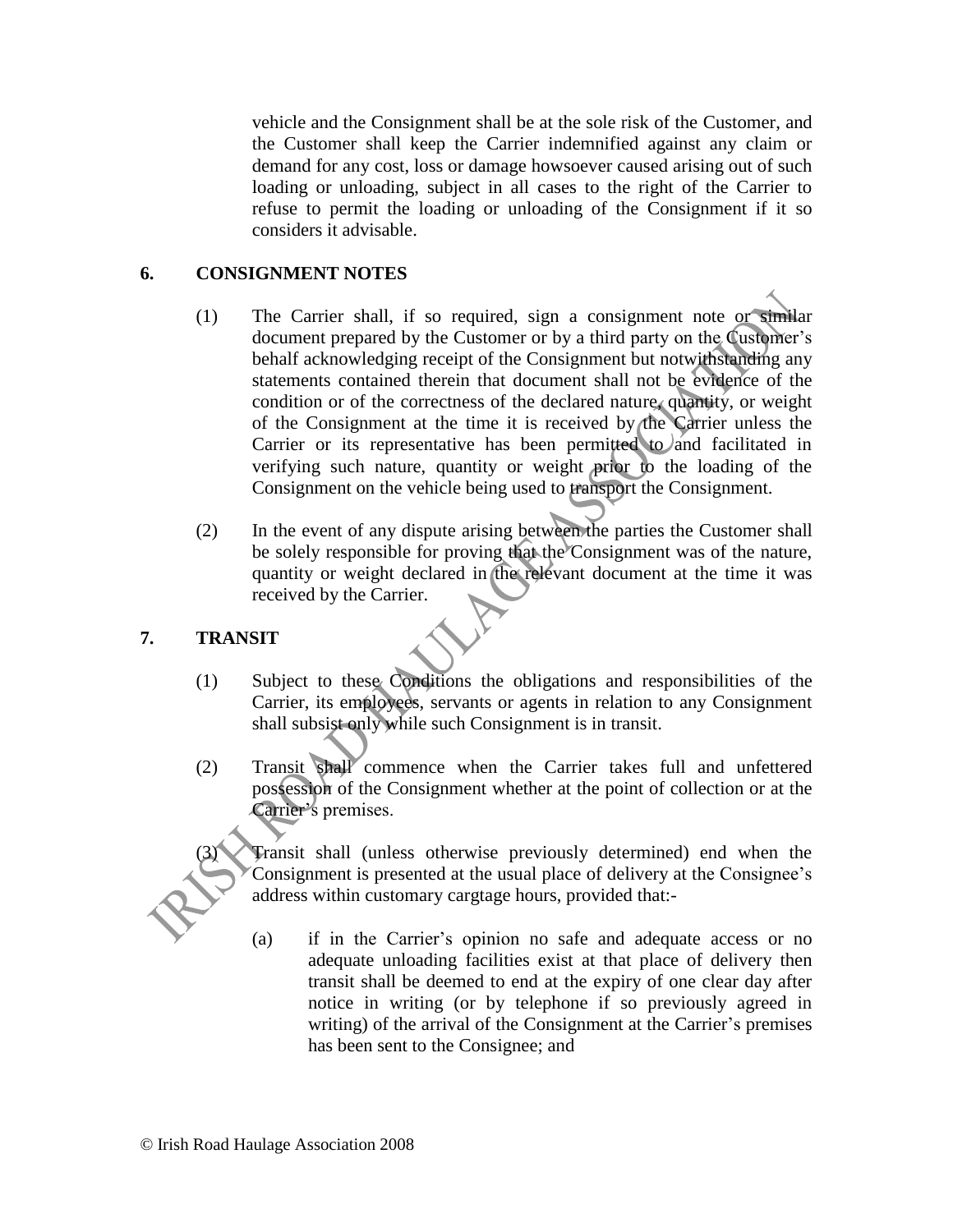vehicle and the Consignment shall be at the sole risk of the Customer, and the Customer shall keep the Carrier indemnified against any claim or demand for any cost, loss or damage howsoever caused arising out of such loading or unloading, subject in all cases to the right of the Carrier to refuse to permit the loading or unloading of the Consignment if it so considers it advisable.

## 6. CONSIGNMENT NOTES

(1) The Carrier shall, if so required, sign a consignment note or similar document prepared by the Customer or by a third party on the Customer's behalf acknowledging receipt of the Consignment but notwithstanding any statements contained therein that document shall not be evidence of the condition or of the correctness of the declared nature, quantity, or weight of the Consignment at the time it is received by the Carrier unless the Carrier or its representative has been permitted to and facilitated in verifying such nature, quantity or weight prior to the loading of the Consignment on the vehicle being used to transport the Consignment.

(2) In the event of any dispute arising between the parties the Customer shall be solely responsible for proving that the Consignment was of the nature, quantity or weight declared in the relevant document at the time it was received by the Carrier.

## 7. TRANSIT

(1) Subject to these Conditions the obligations and responsibilities of the Carrier, its employees, servants or agents in relation to any Consignment shall subsist only while such Consignment is in transit.

(2) Transit shall commence when the Carrier takes full and unfettered possession of the Consignment whether at the point of collection or at the Carrier's premises.

(3) Transit shall (unless otherwise previously determined) end when the Consignment is presented at the usual place of delivery at the Consignee's address within customary cargtage hours, provided that:-

(a) if in the Carrier's opinion no safe and adequate access or no adequate unloading facilities exist at that place of delivery then transit shall be deemed to end at the expiry of one clear day after notice in writing (or by telephone if so previously agreed in writing) of the arrival of the Consignment at the Carrier's premises has been sent to the Consignee; and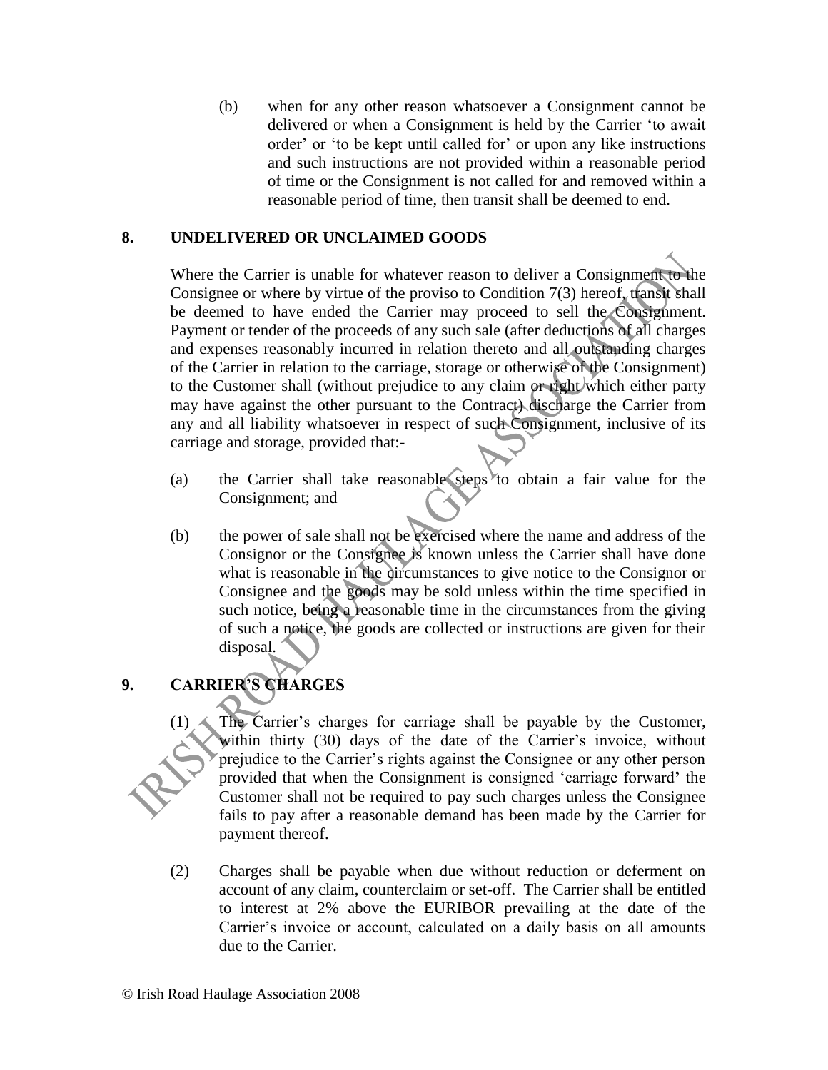(b) when for any other reason whatsoever a Consignment cannot be delivered or when a Consignment is held by the Carrier 'to await order' or 'to be kept until called for' or upon any like instructions and such instructions are not provided within a reasonable period of time or the Consignment is not called for and removed within a reasonable period of time, then transit shall be deemed to end.

## 8. UNDELIVERED OR UNCLAIMED GOODS

Where the Carrier is unable for whatever reason to deliver a Consignment to the Consignee or where by virtue of the proviso to Condition 7(3) hereof, transit shall be deemed to have ended the Carrier may proceed to sell the Consignment. Payment or tender of the proceeds of any such sale (after deductions of all charges and expenses reasonably incurred in relation thereto and all outstanding charges of the Carrier in relation to the carriage, storage or otherwise of the Consignment) to the Customer shall (without prejudice to any claim or right which either party may have against the other pursuant to the Contract) discharge the Carrier from any and all liability whatsoever in respect of such Consignment, inclusive of its carriage and storage, provided that:-

(a) the Carrier shall take reasonable steps to obtain a fair value for the Consignment; and

(b) the power of sale shall not be exercised where the name and address of the Consignor or the Consignee is known unless the Carrier shall have done what is reasonable in the circumstances to give notice to the Consignor or Consignee and the goods may be sold unless within the time specified in such notice, being a reasonable time in the circumstances from the giving of such a notice, the goods are collected or instructions are given for their disposal.

## 9. CARRIER'S CHARGES

(1) The Carrier's charges for carriage shall be payable by the Customer, within thirty (30) days of the date of the Carrier's invoice, without prejudice to the Carrier's rights against the Consignee or any other person provided that when the Consignment is consigned 'carriage forward' the Customer shall not be required to pay such charges unless the Consignee fails to pay after a reasonable demand has been made by the Carrier for payment thereof.

(2) Charges shall be payable when due without reduction or deferment on account of any claim, counterclaim or set-off. The Carrier shall be entitled to interest at 2% above the EURIBOR prevailing at the date of the Carrier's invoice or account, calculated on a daily basis on all amounts due to the Carrier.

© Irish Road Haulage Association 2008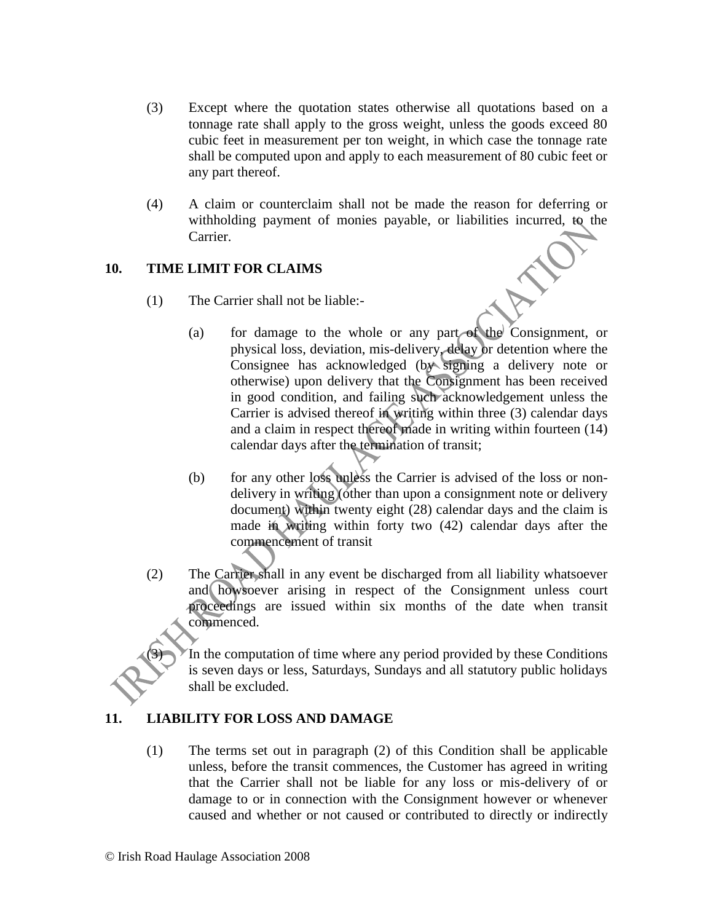(3) Except where the quotation states otherwise all quotations based on a tonnage rate shall apply to the gross weight, unless the goods exceed 80 cubic feet in measurement per ton weight, in which case the tonnage rate shall be computed upon and apply to each measurement of 80 cubic feet or any part thereof.

(4) A claim or counterclaim shall not be made the reason for deferring or withholding payment of monies payable, or liabilities incurred, to the Carrier.

## 10. TIME LIMIT FOR CLAIMS

(1) The Carrier shall not be liable:-

(a) for damage to the whole or any part of the Consignment, or physical loss, deviation, mis-delivery, delay or detention where the Consignee has acknowledged (by signing a delivery note or otherwise) upon delivery that the Consignment has been received in good condition, and failing such acknowledgement unless the Carrier is advised thereof in writing within three (3) calendar days and a claim in respect thereof made in writing within fourteen (14) calendar days after the termination of transit;

(b) for any other loss unless the Carrier is advised of the loss or non-delivery in writing (other than upon a consignment note or delivery document) within twenty eight (28) calendar days and the claim is made in writing within forty two (42) calendar days after the commencement of transit

(2) The Carrier shall in any event be discharged from all liability whatsoever and howsoever arising in respect of the Consignment unless court proceedings are issued within six months of the date when transit commenced.

(3) In the computation of time where any period provided by these Conditions is seven days or less, Saturdays, Sundays and all statutory public holidays shall be excluded.

## 11. LIABILITY FOR LOSS AND DAMAGE

(1) The terms set out in paragraph (2) of this Condition shall be applicable unless, before the transit commences, the Customer has agreed in writing that the Carrier shall not be liable for any loss or mis-delivery of or damage to or in connection with the Consignment however or whenever caused and whether or not caused or contributed to directly or indirectly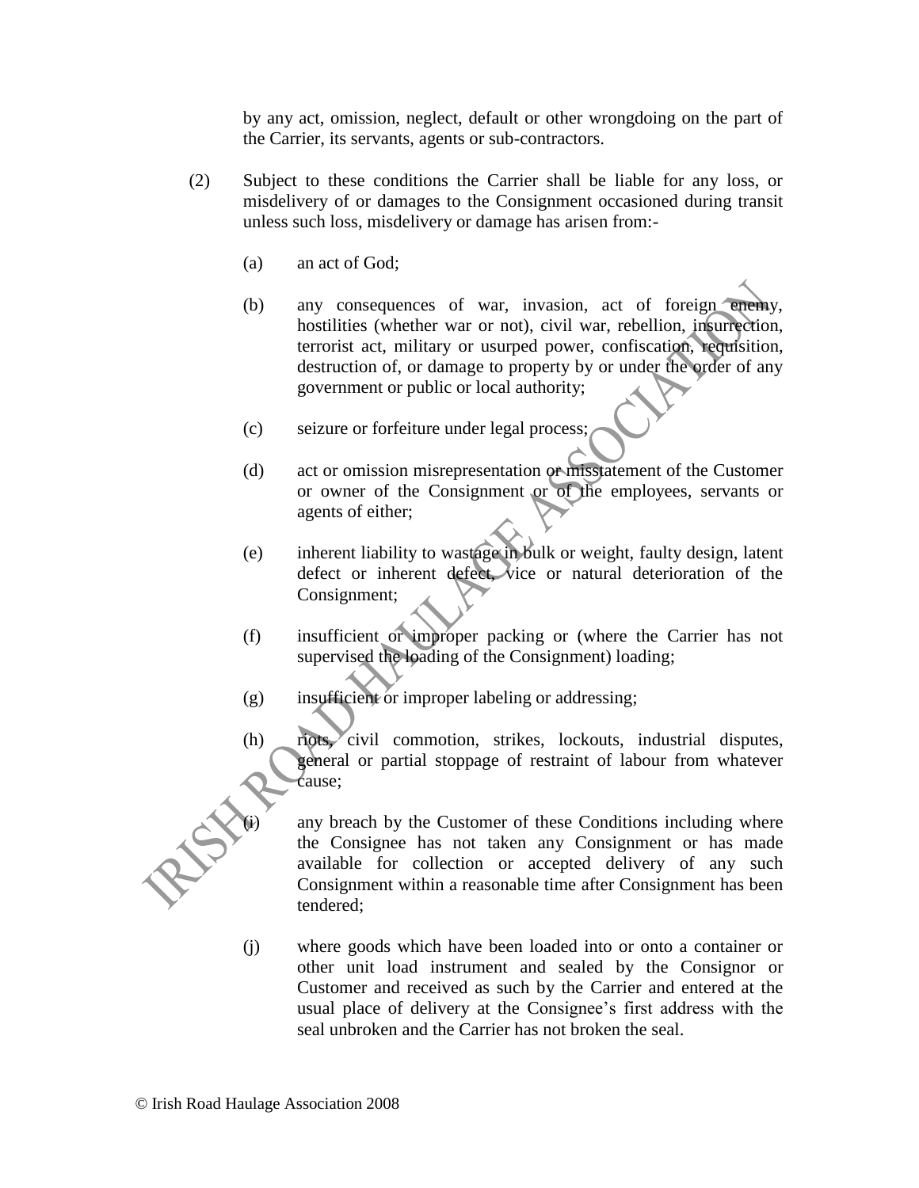by any act, omission, neglect, default or other wrongdoing on the part of the Carrier, its servants, agents or sub-contractors.

(2) Subject to these conditions the Carrier shall be liable for any loss, or misdelivery of or damages to the Consignment occasioned during transit unless such loss, misdelivery or damage has arisen from:-

(a) an act of God;

(b) any consequences of war, invasion, act of foreign enemy, hostilities (whether war or not), civil war, rebellion, insurrection, terrorist act, military or usurped power, confiscation, requisition, destruction of, or damage to property by or under the order of any government or public or local authority;

(c) seizure or forfeiture under legal process;

(d) act or omission misrepresentation or misstatement of the Customer or owner of the Consignment or of the employees, servants or agents of either;

(e) inherent liability to wastage in bulk or weight, faulty design, latent defect or inherent defect, vice or natural deterioration of the Consignment;

(f) insufficient or improper packing or (where the Carrier has not supervised the loading of the Consignment) loading;

(g) insufficient or improper labeling or addressing;

(h) riots, civil commotion, strikes, lockouts, industrial disputes, general or partial stoppage of restraint of labour from whatever cause;

(i) any breach by the Customer of these Conditions including where the Consignee has not taken any Consignment or has made available for collection or accepted delivery of any such Consignment within a reasonable time after Consignment has been tendered;

(j) where goods which have been loaded into or onto a container or other unit load instrument and sealed by the Consignor or Customer and received as such by the Carrier and entered at the usual place of delivery at the Consignee's first address with the seal unbroken and the Carrier has not broken the seal.

© Irish Road Haulage Association 2008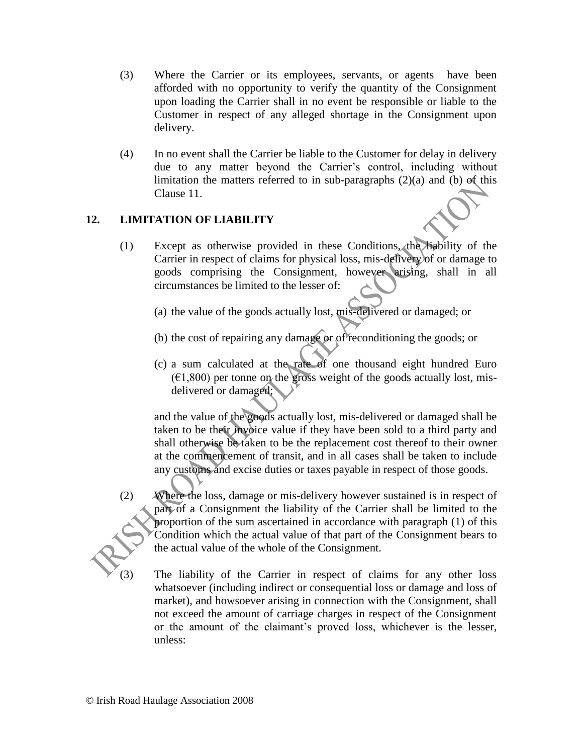(3) Where the Carrier or its employees, servants, or agents have been afforded with no opportunity to verify the quantity of the Consignment upon loading the Carrier shall in no event be responsible or liable to the Customer in respect of any alleged shortage in the Consignment upon delivery.

(4) In no event shall the Carrier be liable to the Customer for delay in delivery due to any matter beyond the Carrier's control, including without limitation the matters referred to in sub-paragraphs (2)(a) and (b) of this Clause 11.

## 12. LIMITATION OF LIABILITY

(1) Except as otherwise provided in these Conditions, the liability of the Carrier in respect of claims for physical loss, mis-delivery of or damage to goods comprising the Consignment, however arising, shall in all circumstances be limited to the lesser of:

(a) the value of the goods actually lost, mis-delivered or damaged; or

(b) the cost of repairing any damage or of reconditioning the goods; or

(c) a sum calculated at the rate of one thousand eight hundred Euro (€1,800) per tonne on the gross weight of the goods actually lost, mis-delivered or damaged;

and the value of the goods actually lost, mis-delivered or damaged shall be taken to be their invoice value if they have been sold to a third party and shall otherwise be taken to be the replacement cost thereof to their owner at the commencement of transit, and in all cases shall be taken to include any customs and excise duties or taxes payable in respect of those goods.

(2) Where the loss, damage or mis-delivery however sustained is in respect of part of a Consignment the liability of the Carrier shall be limited to the proportion of the sum ascertained in accordance with paragraph (1) of this Condition which the actual value of that part of the Consignment bears to the actual value of the whole of the Consignment.

(3) The liability of the Carrier in respect of claims for any other loss whatsoever (including indirect or consequential loss or damage and loss of market), and howsoever arising in connection with the Consignment, shall not exceed the amount of carriage charges in respect of the Consignment or the amount of the claimant's proved loss, whichever is the lesser, unless:

© Irish Road Haulage Association 2008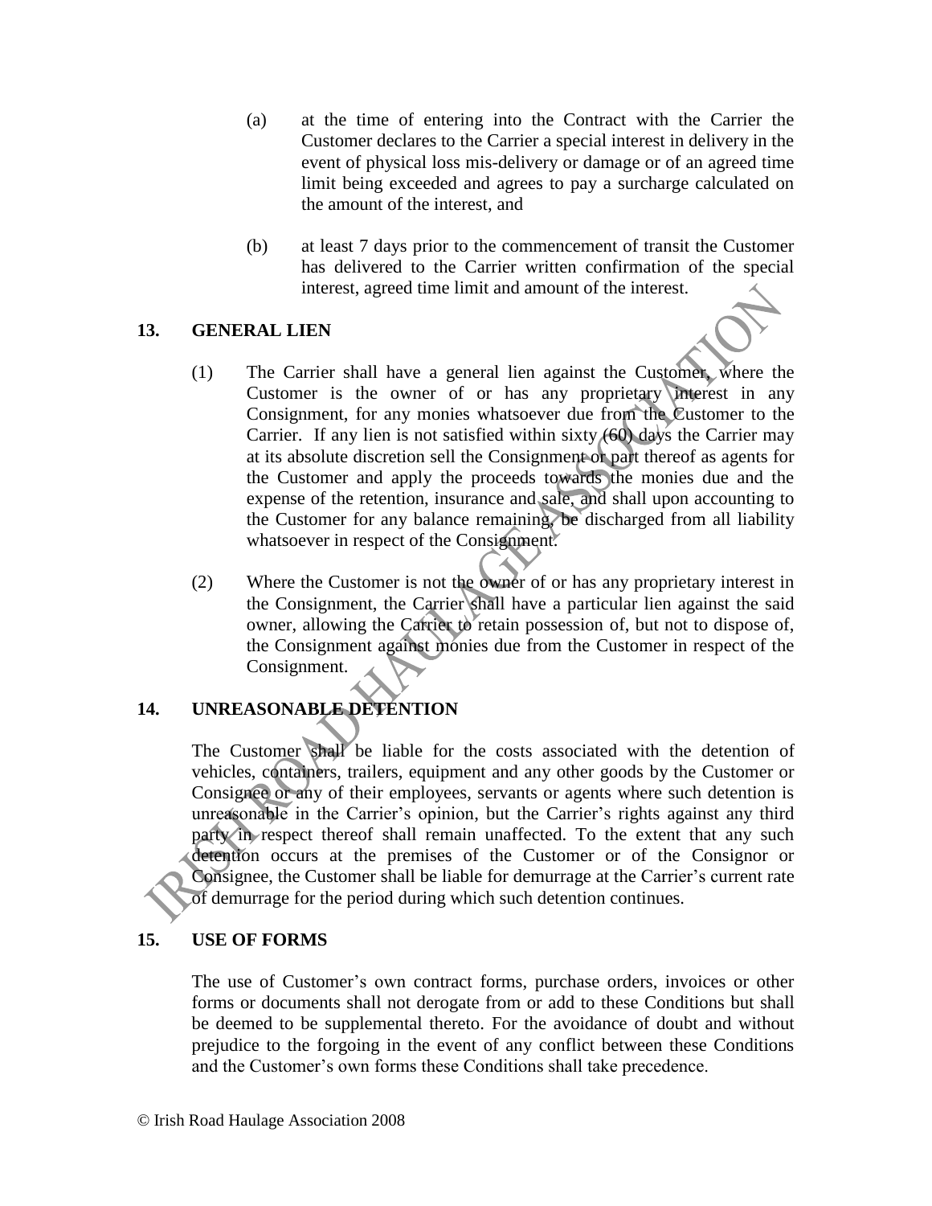(a) at the time of entering into the Contract with the Carrier the Customer declares to the Carrier a special interest in delivery in the event of physical loss mis-delivery or damage or of an agreed time limit being exceeded and agrees to pay a surcharge calculated on the amount of the interest, and

(b) at least 7 days prior to the commencement of transit the Customer has delivered to the Carrier written confirmation of the special interest, agreed time limit and amount of the interest.

## 13. GENERAL LIEN

(1) The Carrier shall have a general lien against the Customer, where the Customer is the owner of or has any proprietary interest in any Consignment, for any monies whatsoever due from the Customer to the Carrier. If any lien is not satisfied within sixty (60) days the Carrier may at its absolute discretion sell the Consignment or part thereof as agents for the Customer and apply the proceeds towards the monies due and the expense of the retention, insurance and sale, and shall upon accounting to the Customer for any balance remaining, be discharged from all liability whatsoever in respect of the Consignment.

(2) Where the Customer is not the owner of or has any proprietary interest in the Consignment, the Carrier shall have a particular lien against the said owner, allowing the Carrier to retain possession of, but not to dispose of, the Consignment against monies due from the Customer in respect of the Consignment.

## 14. UNREASONABLE DETENTION

The Customer shall be liable for the costs associated with the detention of vehicles, containers, trailers, equipment and any other goods by the Customer or Consignee or any of their employees, servants or agents where such detention is unreasonable in the Carrier's opinion, but the Carrier's rights against any third party in respect thereof shall remain unaffected. To the extent that any such detention occurs at the premises of the Customer or of the Consignor or Consignee, the Customer shall be liable for demurrage at the Carrier's current rate of demurrage for the period during which such detention continues.

## 15. USE OF FORMS

The use of Customer's own contract forms, purchase orders, invoices or other forms or documents shall not derogate from or add to these Conditions but shall be deemed to be supplemental thereto. For the avoidance of doubt and without prejudice to the forgoing in the event of any conflict between these Conditions and the Customer's own forms these Conditions shall take precedence.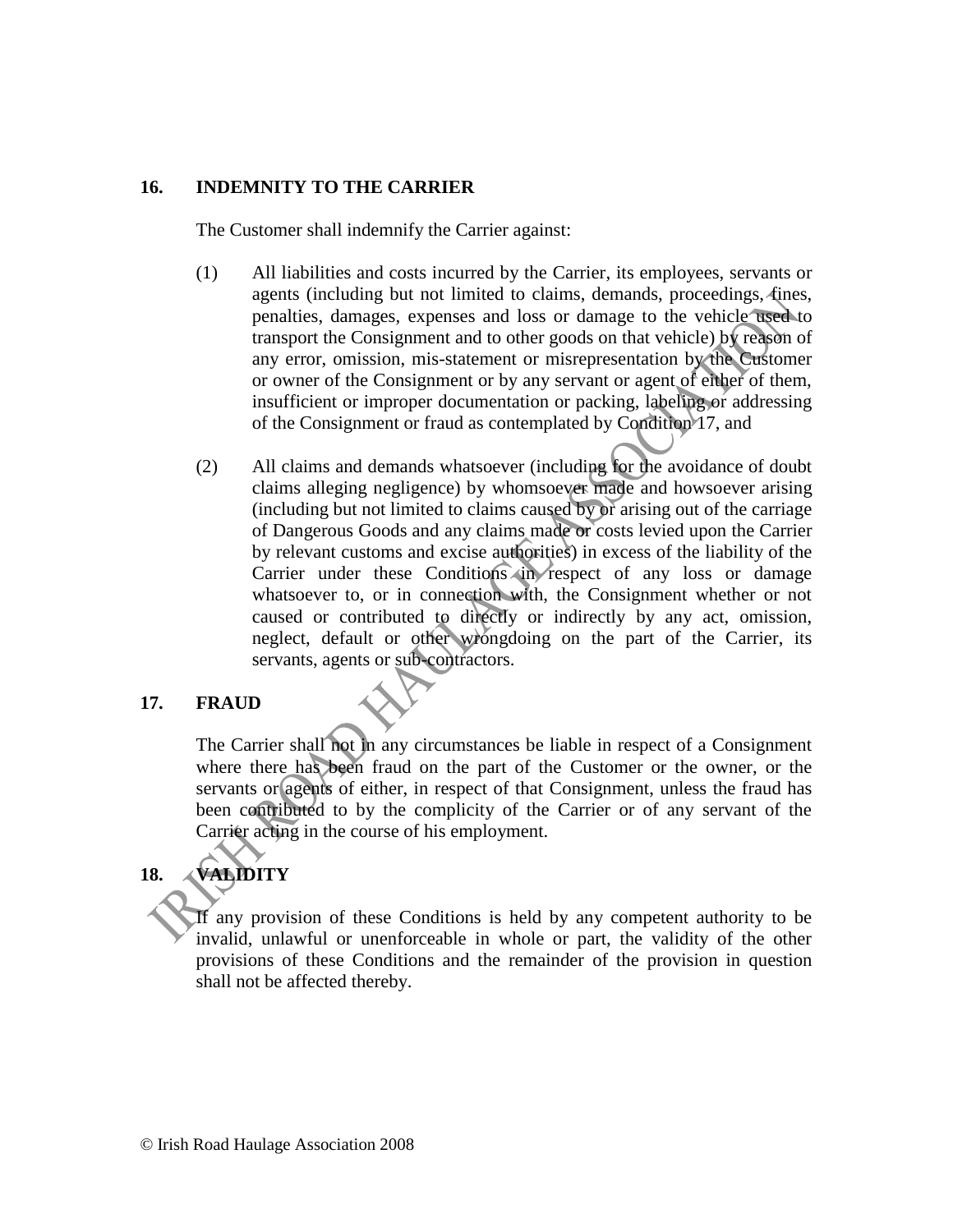## 16. INDEMNITY TO THE CARRIER

The Customer shall indemnify the Carrier against:

(1) All liabilities and costs incurred by the Carrier, its employees, servants or agents (including but not limited to claims, demands, proceedings, fines, penalties, damages, expenses and loss or damage to the vehicle used to transport the Consignment and to other goods on that vehicle) by reason of any error, omission, mis-statement or misrepresentation by the Customer or owner of the Consignment or by any servant or agent of either of them, insufficient or improper documentation or packing, labeling or addressing of the Consignment or fraud as contemplated by Condition 17, and

(2) All claims and demands whatsoever (including for the avoidance of doubt claims alleging negligence) by whomsoever made and howsoever arising (including but not limited to claims caused by or arising out of the carriage of Dangerous Goods and any claims made or costs levied upon the Carrier by relevant customs and excise authorities) in excess of the liability of the Carrier under these Conditions in respect of any loss or damage whatsoever to, or in connection with, the Consignment whether or not caused or contributed to directly or indirectly by any act, omission, neglect, default or other wrongdoing on the part of the Carrier, its servants, agents or sub-contractors.

## 17. FRAUD

The Carrier shall not in any circumstances be liable in respect of a Consignment where there has been fraud on the part of the Customer or the owner, or the servants or agents of either, in respect of that Consignment, unless the fraud has been contributed to by the complicity of the Carrier or of any servant of the Carrier acting in the course of his employment.

## 18. VALIDITY

If any provision of these Conditions is held by any competent authority to be invalid, unlawful or unenforceable in whole or part, the validity of the other provisions of these Conditions and the remainder of the provision in question shall not be affected thereby.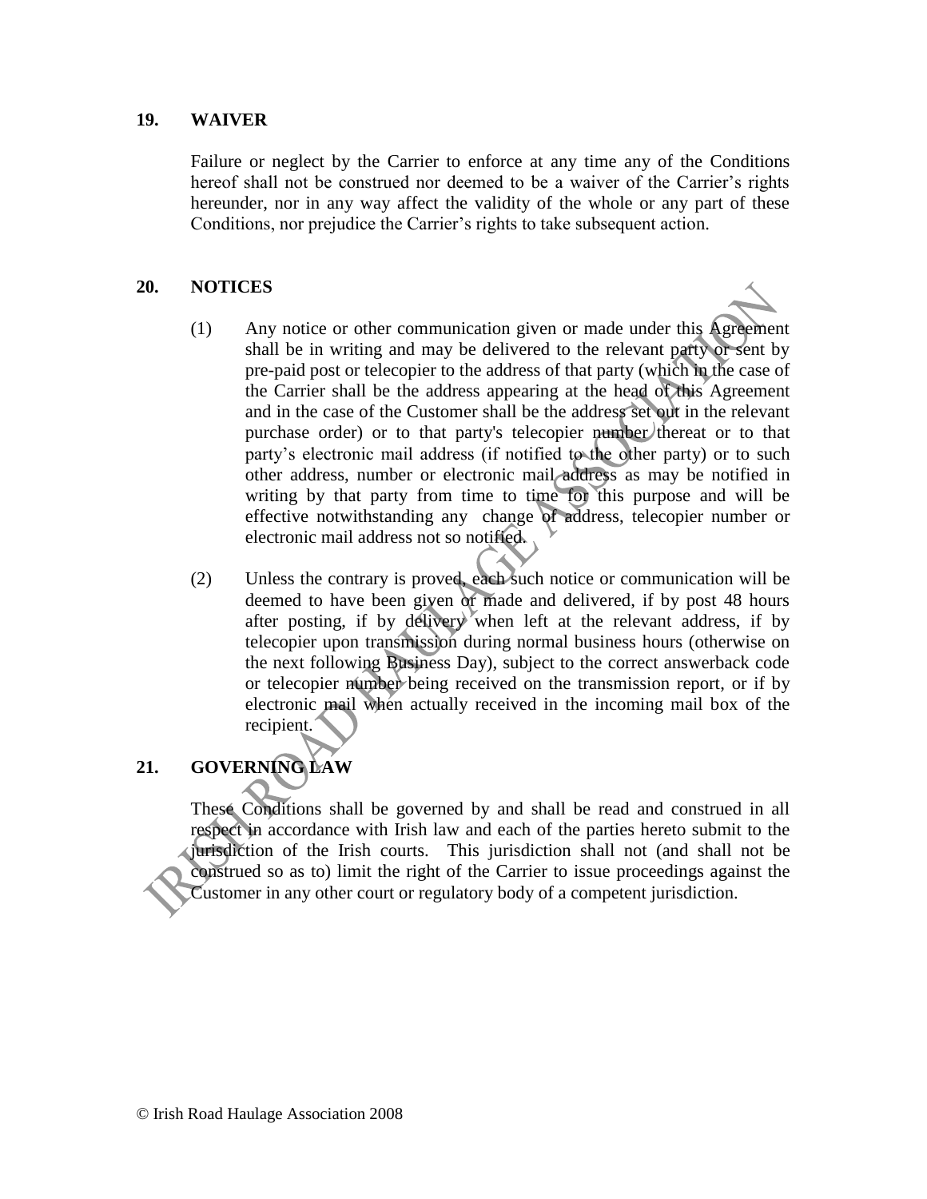## 19. WAIVER

Failure or neglect by the Carrier to enforce at any time any of the Conditions hereof shall not be construed nor deemed to be a waiver of the Carrier's rights hereunder, nor in any way affect the validity of the whole or any part of these Conditions, nor prejudice the Carrier's rights to take subsequent action.

## 20. NOTICES

(1) Any notice or other communication given or made under this Agreement shall be in writing and may be delivered to the relevant party or sent by pre-paid post or telecopier to the address of that party (which in the case of the Carrier shall be the address appearing at the head of this Agreement and in the case of the Customer shall be the address set out in the relevant purchase order) or to that party's telecopier number thereat or to that party's electronic mail address (if notified to the other party) or to such other address, number or electronic mail address as may be notified in writing by that party from time to time for this purpose and will be effective notwithstanding any change of address, telecopier number or electronic mail address not so notified.

(2) Unless the contrary is proved, each such notice or communication will be deemed to have been given or made and delivered, if by post 48 hours after posting, if by delivery when left at the relevant address, if by telecopier upon transmission during normal business hours (otherwise on the next following Business Day), subject to the correct answerback code or telecopier number being received on the transmission report, or if by electronic mail when actually received in the incoming mail box of the recipient.

## 21. GOVERNING LAW

These Conditions shall be governed by and shall be read and construed in all respect in accordance with Irish law and each of the parties hereto submit to the jurisdiction of the Irish courts. This jurisdiction shall not (and shall not be construed so as to) limit the right of the Carrier to issue proceedings against the Customer in any other court or regulatory body of a competent jurisdiction.

© Irish Road Haulage Association 2008